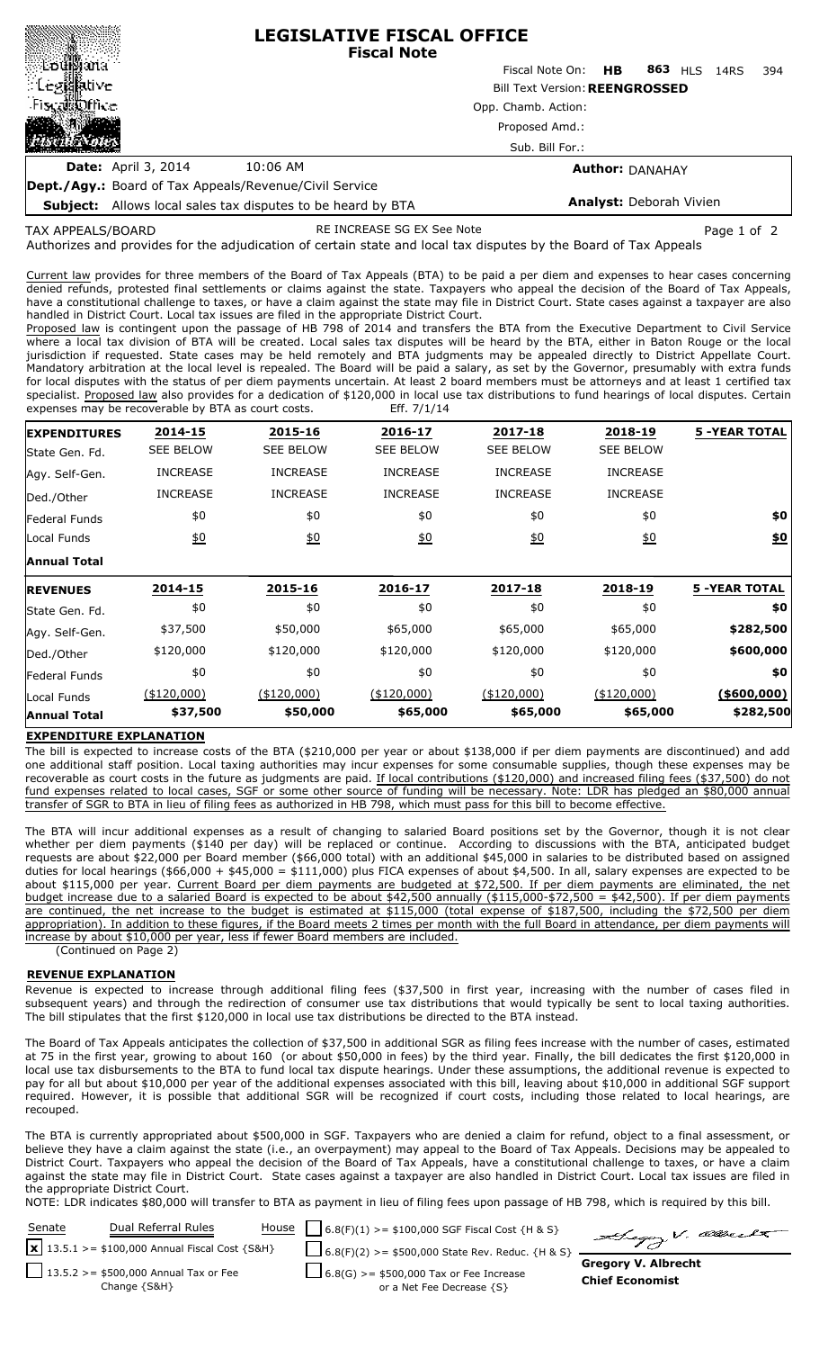# LEGISLATIVE FISCAL OFFICE
## Fiscal Note

Louisiana Legislative Fiscal Office — Fiscal Notes

Fiscal Note On: **HB 863** HLS 14RS 394

Bill Text Version: **REENGROSSED**

Opp. Chamb. Action:

Proposed Amd.:

Sub. Bill For.:

**Date:** April 3, 2014 10:06 AM

**Author:** DANAHAY

**Dept./Agy.:** Board of Tax Appeals/Revenue/Civil Service

**Subject:** Allows local sales tax disputes to be heard by BTA

**Analyst:** Deborah Vivien

TAX APPEALS/BOARD RE INCREASE SG EX See Note

Authorizes and provides for the adjudication of certain state and local tax disputes by the Board of Tax Appeals

Current law provides for three members of the Board of Tax Appeals (BTA) to be paid a per diem and expenses to hear cases concerning denied refunds, protested final settlements or claims against the state. Taxpayers who appeal the decision of the Board of Tax Appeals, have a constitutional challenge to taxes, or have a claim against the state may file in District Court. State cases against a taxpayer are also handled in District Court. Local tax issues are filed in the appropriate District Court.

Proposed law is contingent upon the passage of HB 798 of 2014 and transfers the BTA from the Executive Department to Civil Service where a local tax division of BTA will be created. Local sales tax disputes will be heard by the BTA, either in Baton Rouge or the local jurisdiction if requested. State cases may be held remotely and BTA judgments may be appealed directly to District Appellate Court. Mandatory arbitration at the local level is repealed. The Board will be paid a salary, as set by the Governor, presumably with extra funds for local disputes with the status of per diem payments uncertain. At least 2 board members must be attorneys and at least 1 certified tax specialist. Proposed law also provides for a dedication of \$120,000 in local use tax distributions to fund hearings of local disputes. Certain expenses may be recoverable by BTA as court costs. Eff. 7/1/14

| EXPENDITURES | 2014-15 | 2015-16 | 2016-17 | 2017-18 | 2018-19 | 5 -YEAR TOTAL |
|---|---|---|---|---|---|---|
| State Gen. Fd. | SEE BELOW | SEE BELOW | SEE BELOW | SEE BELOW | SEE BELOW | |
| Agy. Self-Gen. | INCREASE | INCREASE | INCREASE | INCREASE | INCREASE | |
| Ded./Other | INCREASE | INCREASE | INCREASE | INCREASE | INCREASE | |
| Federal Funds | \$0 | \$0 | \$0 | \$0 | \$0 | **\$0** |
| Local Funds | \$0 | \$0 | \$0 | \$0 | \$0 | **\$0** |
| **Annual Total** | | | | | | |

| REVENUES | 2014-15 | 2015-16 | 2016-17 | 2017-18 | 2018-19 | 5 -YEAR TOTAL |
|---|---|---|---|---|---|---|
| State Gen. Fd. | \$0 | \$0 | \$0 | \$0 | \$0 | **\$0** |
| Agy. Self-Gen. | \$37,500 | \$50,000 | \$65,000 | \$65,000 | \$65,000 | **\$282,500** |
| Ded./Other | \$120,000 | \$120,000 | \$120,000 | \$120,000 | \$120,000 | **\$600,000** |
| Federal Funds | \$0 | \$0 | \$0 | \$0 | \$0 | **\$0** |
| Local Funds | (\$120,000) | (\$120,000) | (\$120,000) | (\$120,000) | (\$120,000) | **(\$600,000)** |
| **Annual Total** | **\$37,500** | **\$50,000** | **\$65,000** | **\$65,000** | **\$65,000** | **\$282,500** |

### EXPENDITURE EXPLANATION

The bill is expected to increase costs of the BTA (\$210,000 per year or about \$138,000 if per diem payments are discontinued) and add one additional staff position. Local taxing authorities may incur expenses for some consumable supplies, though these expenses may be recoverable as court costs in the future as judgments are paid. If local contributions (\$120,000) and increased filing fees (\$37,500) do not fund expenses related to local cases, SGF or some other source of funding will be necessary. Note: LDR has pledged an \$80,000 annual transfer of SGR to BTA in lieu of filing fees as authorized in HB 798, which must pass for this bill to become effective.

The BTA will incur additional expenses as a result of changing to salaried Board positions set by the Governor, though it is not clear whether per diem payments (\$140 per day) will be replaced or continue. According to discussions with the BTA, anticipated budget requests are about \$22,000 per Board member (\$66,000 total) with an additional \$45,000 in salaries to be distributed based on assigned duties for local hearings (\$66,000 + \$45,000 = \$111,000) plus FICA expenses of about \$4,500. In all, salary expenses are expected to be about \$115,000 per year. Current Board per diem payments are budgeted at \$72,500. If per diem payments are eliminated, the net budget increase due to a salaried Board is expected to be about \$42,500 annually (\$115,000-\$72,500 = \$42,500). If per diem payments are continued, the net increase to the budget is estimated at \$115,000 (total expense of \$187,500, including the \$72,500 per diem appropriation). In addition to these figures, if the Board meets 2 times per month with the full Board in attendance, per diem payments will increase by about \$10,000 per year, less if fewer Board members are included.

(Continued on Page 2)

### REVENUE EXPLANATION

Revenue is expected to increase through additional filing fees (\$37,500 in first year, increasing with the number of cases filed in subsequent years) and through the redirection of consumer use tax distributions that would typically be sent to local taxing authorities. The bill stipulates that the first \$120,000 in local use tax distributions be directed to the BTA instead.

The Board of Tax Appeals anticipates the collection of \$37,500 in additional SGR as filing fees increase with the number of cases, estimated at 75 in the first year, growing to about 160 (or about \$50,000 in fees) by the third year. Finally, the bill dedicates the first \$120,000 in local use tax disbursements to the BTA to fund local tax dispute hearings. Under these assumptions, the additional revenue is expected to pay for all but about \$10,000 per year of the additional expenses associated with this bill, leaving about \$10,000 in additional SGF support required. However, it is possible that additional SGR will be recognized if court costs, including those related to local hearings, are recouped.

The BTA is currently appropriated about \$500,000 in SGF. Taxpayers who are denied a claim for refund, object to a final assessment, or believe they have a claim against the state (i.e., an overpayment) may appeal to the Board of Tax Appeals. Decisions may be appealed to District Court. Taxpayers who appeal the decision of the Board of Tax Appeals, have a constitutional challenge to taxes, or have a claim against the state may file in District Court. State cases against a taxpayer are also handled in District Court. Local tax issues are filed in the appropriate District Court.

NOTE: LDR indicates \$80,000 will transfer to BTA as payment in lieu of filing fees upon passage of HB 798, which is required by this bill.

| Senate | Dual Referral Rules | House |
|---|---|---|
| [x] 13.5.1 >= \$100,000 Annual Fiscal Cost {S&H} | | [ ] 6.8(F)(1) >= \$100,000 SGF Fiscal Cost {H & S} |
| [ ] 13.5.2 >= \$500,000 Annual Tax or Fee Change {S&H} | | [ ] 6.8(F)(2) >= \$500,000 State Rev. Reduc. {H & S} |
| | | [ ] 6.8(G) >= \$500,000 Tax or Fee Increase or a Net Fee Decrease {S} |

**Gregory V. Albrecht**
**Chief Economist**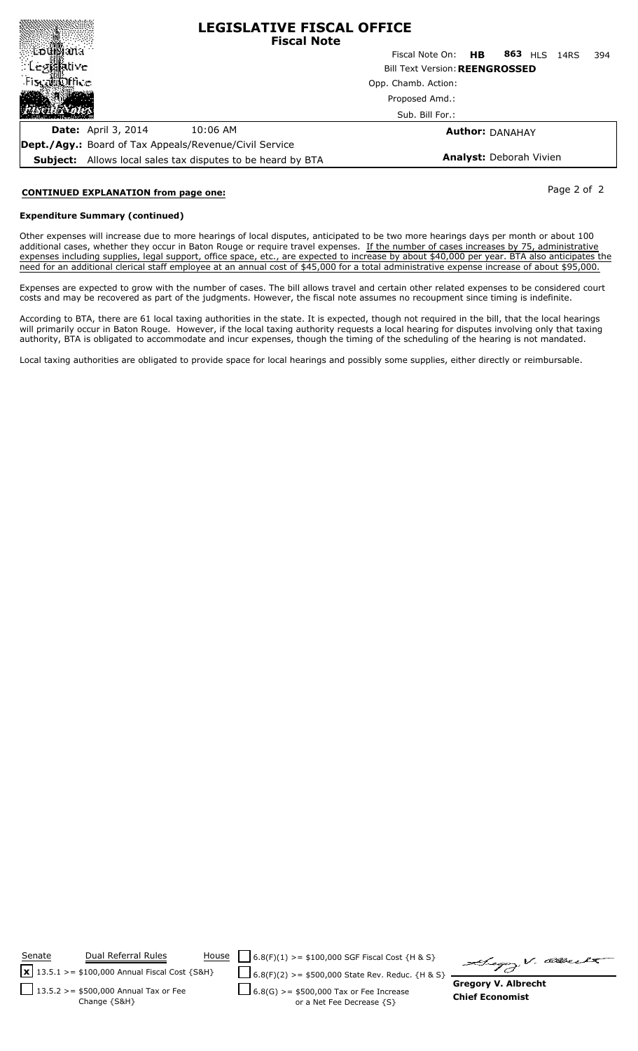# LEGISLATIVE FISCAL OFFICE
## Fiscal Note

Fiscal Note On: **HB 863** HLS 14RS 394

Bill Text Version: **REENGROSSED**

Opp. Chamb. Action:

Proposed Amd.:

Sub. Bill For.:

**Date:** April 3, 2014 10:06 AM

**Author:** DANAHAY

**Dept./Agy.:** Board of Tax Appeals/Revenue/Civil Service

**Subject:** Allows local sales tax disputes to be heard by BTA

**Analyst:** Deborah Vivien

**CONTINUED EXPLANATION from page one:**

**Expenditure Summary (continued)**

Other expenses will increase due to more hearings of local disputes, anticipated to be two more hearings days per month or about 100 additional cases, whether they occur in Baton Rouge or require travel expenses. If the number of cases increases by 75, administrative expenses including supplies, legal support, office space, etc., are expected to increase by about $40,000 per year. BTA also anticipates the need for an additional clerical staff employee at an annual cost of $45,000 for a total administrative expense increase of about $95,000.

Expenses are expected to grow with the number of cases. The bill allows travel and certain other related expenses to be considered court costs and may be recovered as part of the judgments. However, the fiscal note assumes no recoupment since timing is indefinite.

According to BTA, there are 61 local taxing authorities in the state. It is expected, though not required in the bill, that the local hearings will primarily occur in Baton Rouge. However, if the local taxing authority requests a local hearing for disputes involving only that taxing authority, BTA is obligated to accommodate and incur expenses, though the timing of the scheduling of the hearing is not mandated.

Local taxing authorities are obligated to provide space for local hearings and possibly some supplies, either directly or reimbursable.

Senate Dual Referral Rules House

[x] 13.5.1 >= $100,000 Annual Fiscal Cost {S&H}

[ ] 13.5.2 >= $500,000 Annual Tax or Fee Change {S&H}

[ ] 6.8(F)(1) >= $100,000 SGF Fiscal Cost {H & S}

[ ] 6.8(F)(2) >= $500,000 State Rev. Reduc. {H & S}

[ ] 6.8(G) >= $500,000 Tax or Fee Increase or a Net Fee Decrease {S}

**Gregory V. Albrecht**
**Chief Economist**